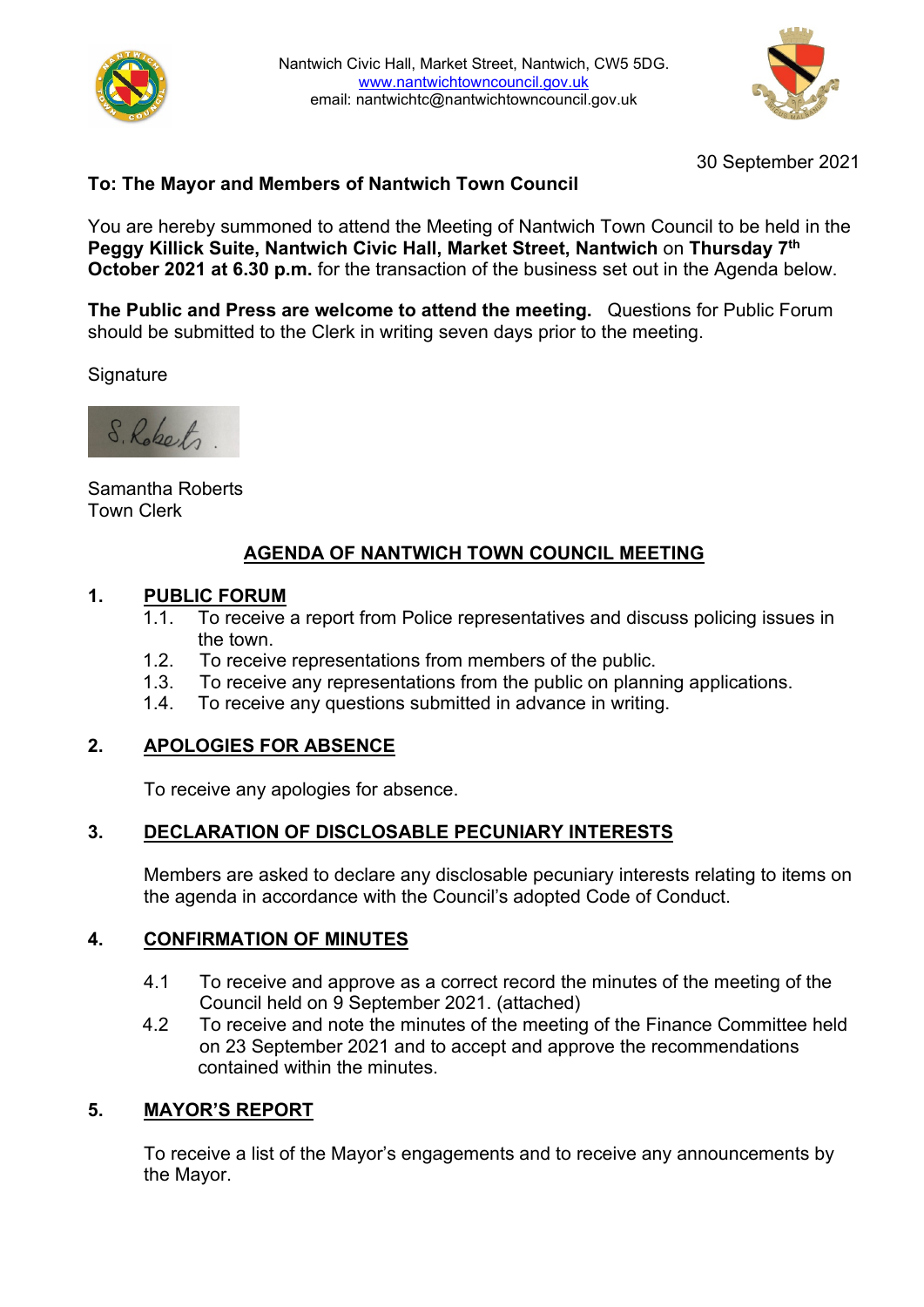Nantwich Civic Hall, Market Street, Nantwich, CW5 5DG.
www.nantwichtowncouncil.gov.uk
email: nantwichtc@nantwichtowncouncil.gov.uk

30 September 2021

**To: The Mayor and Members of Nantwich Town Council**

You are hereby summoned to attend the Meeting of Nantwich Town Council to be held in the **Peggy Killick Suite, Nantwich Civic Hall, Market Street, Nantwich** on **Thursday 7th October 2021 at 6.30 p.m.** for the transaction of the business set out in the Agenda below.

**The Public and Press are welcome to attend the meeting.** Questions for Public Forum should be submitted to the Clerk in writing seven days prior to the meeting.

Signature

S. Roberts.

Samantha Roberts
Town Clerk

## AGENDA OF NANTWICH TOWN COUNCIL MEETING

**1. PUBLIC FORUM**

1.1. To receive a report from Police representatives and discuss policing issues in the town.
1.2. To receive representations from members of the public.
1.3. To receive any representations from the public on planning applications.
1.4. To receive any questions submitted in advance in writing.

**2. APOLOGIES FOR ABSENCE**

To receive any apologies for absence.

**3. DECLARATION OF DISCLOSABLE PECUNIARY INTERESTS**

Members are asked to declare any disclosable pecuniary interests relating to items on the agenda in accordance with the Council's adopted Code of Conduct.

**4. CONFIRMATION OF MINUTES**

4.1 To receive and approve as a correct record the minutes of the meeting of the Council held on 9 September 2021. (attached)
4.2 To receive and note the minutes of the meeting of the Finance Committee held on 23 September 2021 and to accept and approve the recommendations contained within the minutes.

**5. MAYOR'S REPORT**

To receive a list of the Mayor's engagements and to receive any announcements by the Mayor.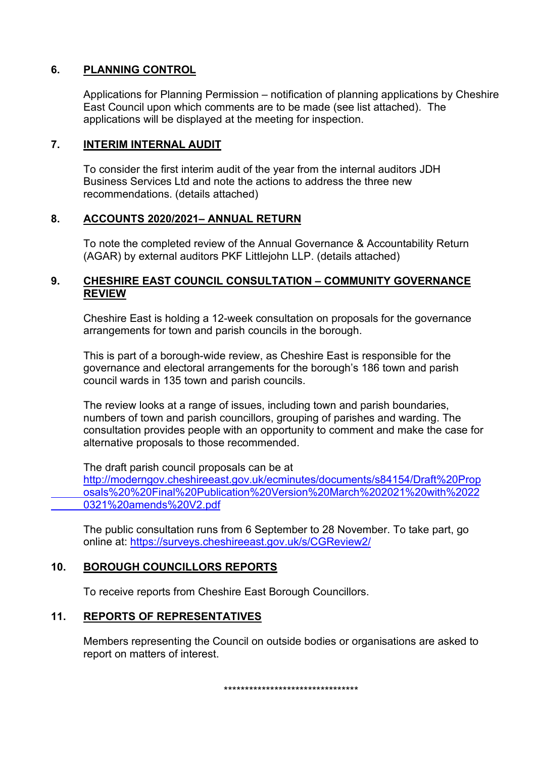## 6. PLANNING CONTROL

Applications for Planning Permission – notification of planning applications by Cheshire East Council upon which comments are to be made (see list attached). The applications will be displayed at the meeting for inspection.

## 7. INTERIM INTERNAL AUDIT

To consider the first interim audit of the year from the internal auditors JDH Business Services Ltd and note the actions to address the three new recommendations. (details attached)

## 8. ACCOUNTS 2020/2021– ANNUAL RETURN

To note the completed review of the Annual Governance & Accountability Return (AGAR) by external auditors PKF Littlejohn LLP. (details attached)

## 9. CHESHIRE EAST COUNCIL CONSULTATION – COMMUNITY GOVERNANCE REVIEW

Cheshire East is holding a 12-week consultation on proposals for the governance arrangements for town and parish councils in the borough.

This is part of a borough-wide review, as Cheshire East is responsible for the governance and electoral arrangements for the borough's 186 town and parish council wards in 135 town and parish councils.

The review looks at a range of issues, including town and parish boundaries, numbers of town and parish councillors, grouping of parishes and warding. The consultation provides people with an opportunity to comment and make the case for alternative proposals to those recommended.

The draft parish council proposals can be at http://moderngov.cheshireeast.gov.uk/ecminutes/documents/s84154/Draft%20Proposals%20%20Final%20Publication%20Version%20March%202021%20with%20220321%20amends%20V2.pdf

The public consultation runs from 6 September to 28 November. To take part, go online at: https://surveys.cheshireeast.gov.uk/s/CGReview2/

## 10. BOROUGH COUNCILLORS REPORTS

To receive reports from Cheshire East Borough Councillors.

## 11. REPORTS OF REPRESENTATIVES

Members representing the Council on outside bodies or organisations are asked to report on matters of interest.

********************************